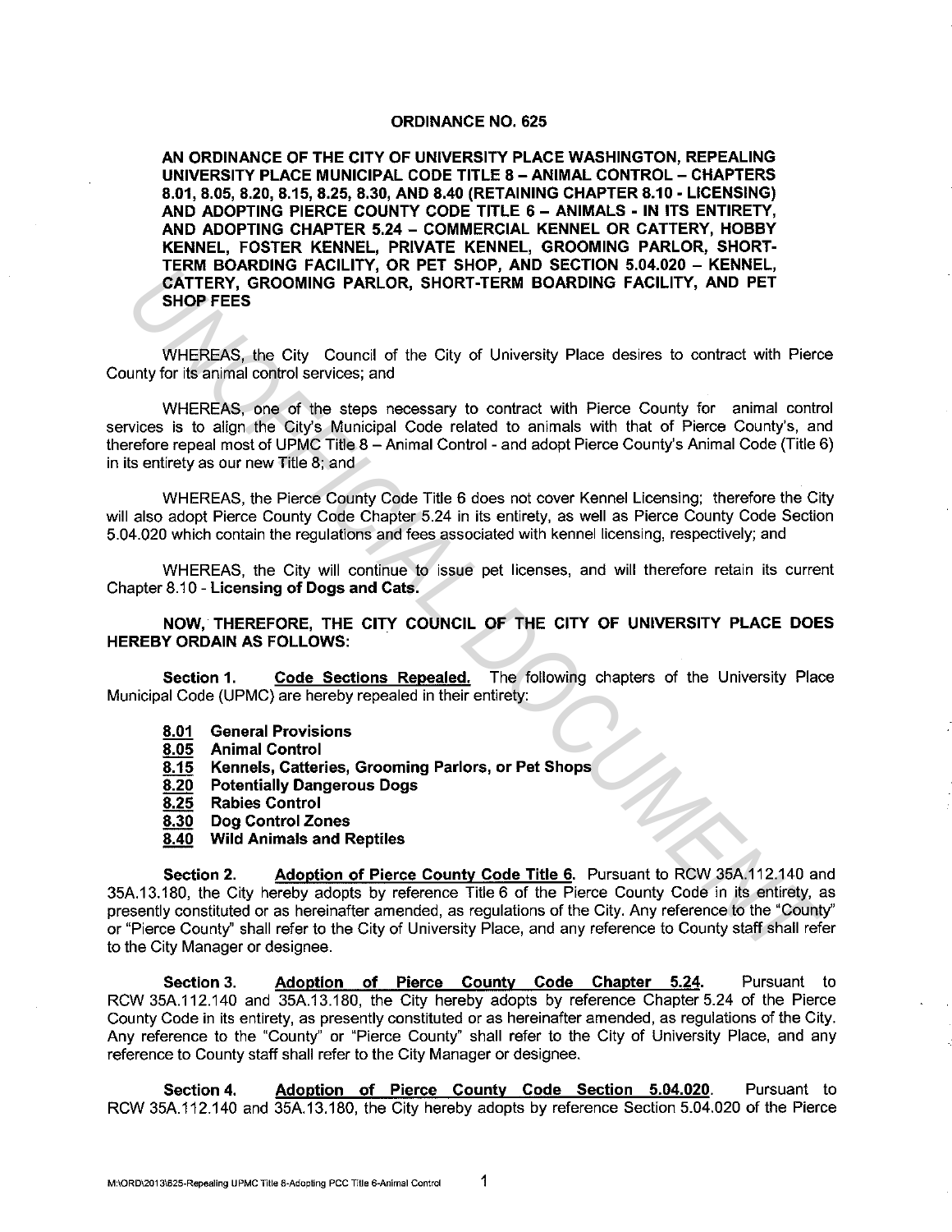# ORDINANCE NO. 625

**AN ORDINANCE OF THE CITY OF UNIVERSITY PLACE WASHINGTON, REPEALING UNIVERSITY PLACE MUNICIPAL CODE TITLE 8 – ANIMAL CONTROL – CHAPTERS 8.01, 8.05, 8.20, 8.15, 8.25, 8.30, AND 8.40 (RETAINING CHAPTER 8.10 - LICENSING) AND ADOPTING PIERCE COUNTY CODE TITLE 6 – ANIMALS - IN ITS ENTIRETY, AND ADOPTING CHAPTER 5.24 – COMMERCIAL KENNEL OR CATTERY, HOBBY KENNEL, FOSTER KENNEL, PRIVATE KENNEL, GROOMING PARLOR, SHORT-TERM BOARDING FACILITY, OR PET SHOP, AND SECTION 5.04.020 – KENNEL, CATTERY, GROOMING PARLOR, SHORT-TERM BOARDING FACILITY, AND PET SHOP FEES**

WHEREAS, the City Council of the City of University Place desires to contract with Pierce County for its animal control services; and

WHEREAS, one of the steps necessary to contract with Pierce County for animal control services is to align the City's Municipal Code related to animals with that of Pierce County's, and therefore repeal most of UPMC Title 8 – Animal Control - and adopt Pierce County's Animal Code (Title 6) in its entirety as our new Title 8; and

WHEREAS, the Pierce County Code Title 6 does not cover Kennel Licensing; therefore the City will also adopt Pierce County Code Chapter 5.24 in its entirety, as well as Pierce County Code Section 5.04.020 which contain the regulations and fees associated with kennel licensing, respectively; and

WHEREAS, the City will continue to issue pet licenses, and will therefore retain its current Chapter 8.10 - **Licensing of Dogs and Cats.**

**NOW, THEREFORE, THE CITY COUNCIL OF THE CITY OF UNIVERSITY PLACE DOES HEREBY ORDAIN AS FOLLOWS:**

**Section 1. Code Sections Repealed.** The following chapters of the University Place Municipal Code (UPMC) are hereby repealed in their entirety:

- **8.01 General Provisions**
- **8.05 Animal Control**
- **8.15 Kennels, Catteries, Grooming Parlors, or Pet Shops**
- **8.20 Potentially Dangerous Dogs**
- **8.25 Rabies Control**
- **8.30 Dog Control Zones**
- **8.40 Wild Animals and Reptiles**

**Section 2. Adoption of Pierce County Code Title 6.** Pursuant to RCW 35A.112.140 and 35A.13.180, the City hereby adopts by reference Title 6 of the Pierce County Code in its entirety, as presently constituted or as hereinafter amended, as regulations of the City. Any reference to the "County" or "Pierce County" shall refer to the City of University Place, and any reference to County staff shall refer to the City Manager or designee.

**Section 3. Adoption of Pierce County Code Chapter 5.24.** Pursuant to RCW 35A.112.140 and 35A.13.180, the City hereby adopts by reference Chapter 5.24 of the Pierce County Code in its entirety, as presently constituted or as hereinafter amended, as regulations of the City. Any reference to the "County" or "Pierce County" shall refer to the City of University Place, and any reference to County staff shall refer to the City Manager or designee.

**Section 4. Adoption of Pierce County Code Section 5.04.020.** Pursuant to RCW 35A.112.140 and 35A.13.180, the City hereby adopts by reference Section 5.04.020 of the Pierce

M:\ORD\2013\625-Repealing UPMC Title 8-Adopting PCC Title 6-Animal Control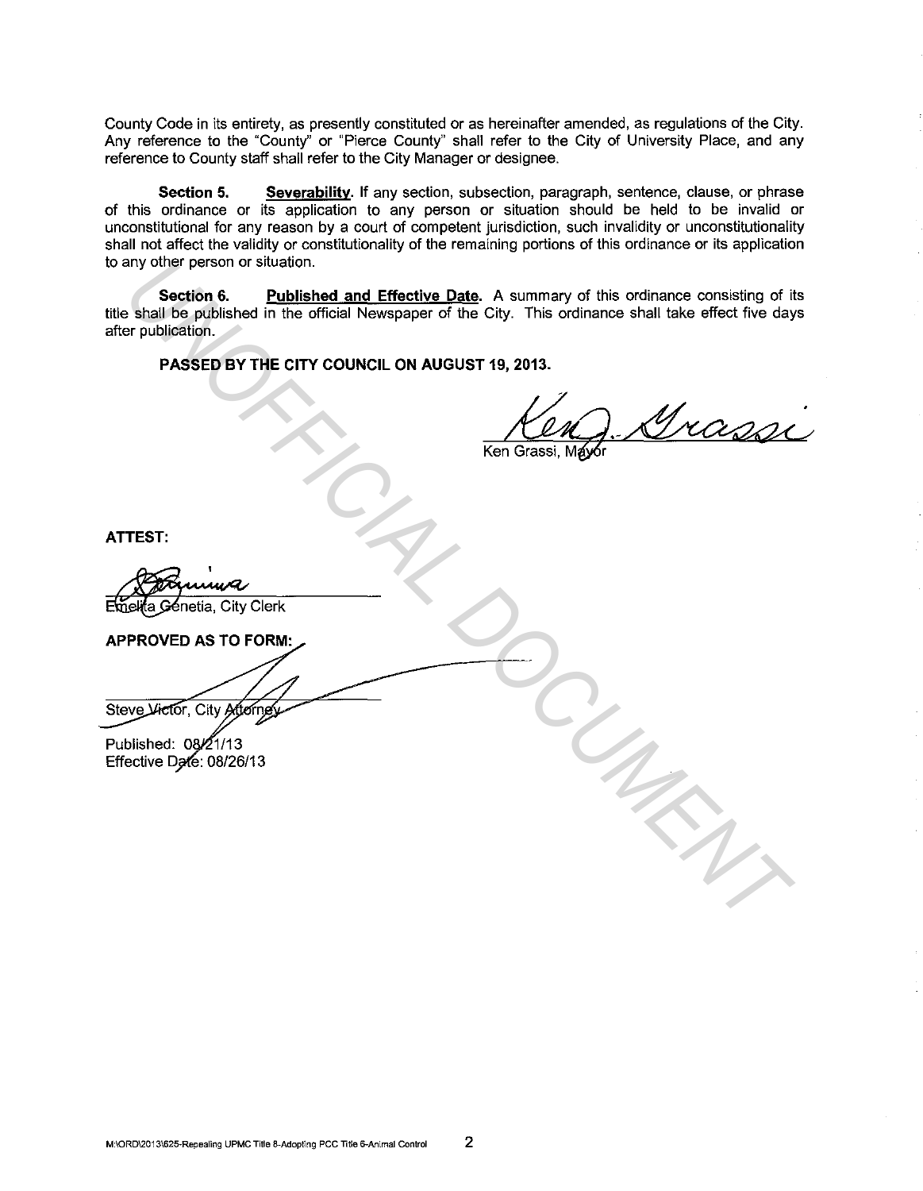County Code in its entirety, as presently constituted or as hereinafter amended, as regulations of the City. Any reference to the "County" or "Pierce County" shall refer to the City of University Place, and any reference to County staff shall refer to the City Manager or designee.

**Section 5.** **Severability**. If any section, subsection, paragraph, sentence, clause, or phrase of this ordinance or its application to any person or situation should be held to be invalid or unconstitutional for any reason by a court of competent jurisdiction, such invalidity or unconstitutionality shall not affect the validity or constitutionality of the remaining portions of this ordinance or its application to any other person or situation.

**Section 6.** **Published and Effective Date**. A summary of this ordinance consisting of its title shall be published in the official Newspaper of the City. This ordinance shall take effect five days after publication.

**PASSED BY THE CITY COUNCIL ON AUGUST 19, 2013.**

Ken Grassi, Mayor

**ATTEST:**

Emelita Genetia, City Clerk

**APPROVED AS TO FORM:**

Steve Victor, City Attorney

Published: 08/21/13
Effective Date: 08/26/13

UNOFFICIAL DOCUMENT

M:\ORD\2013\625-Repealing UPMC Title 8-Adopting PCC Title 6-Animal Control